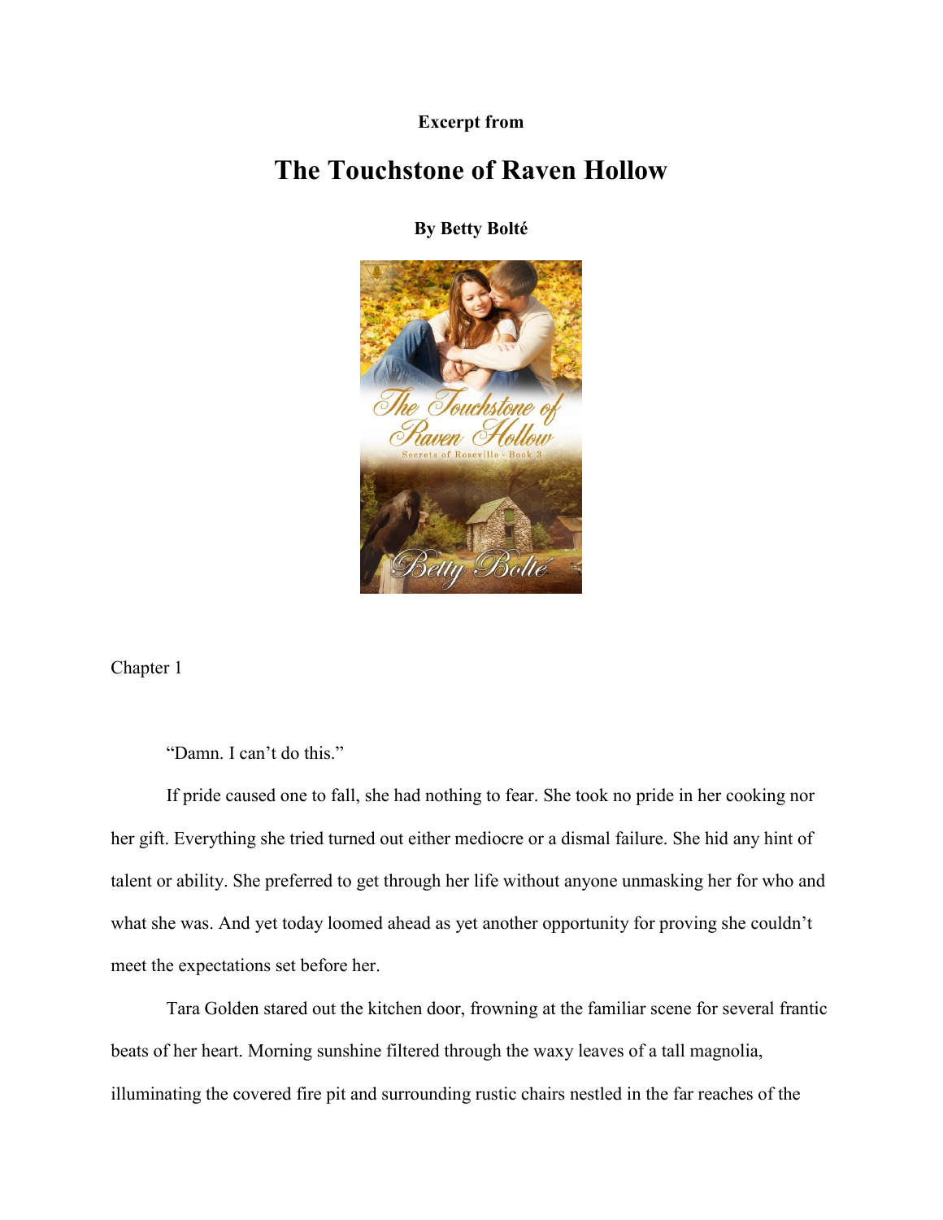**Excerpt from**

# The Touchstone of Raven Hollow

**By Betty Bolté**

Chapter 1

"Damn. I can't do this."

If pride caused one to fall, she had nothing to fear. She took no pride in her cooking nor her gift. Everything she tried turned out either mediocre or a dismal failure. She hid any hint of talent or ability. She preferred to get through her life without anyone unmasking her for who and what she was. And yet today loomed ahead as yet another opportunity for proving she couldn't meet the expectations set before her.

Tara Golden stared out the kitchen door, frowning at the familiar scene for several frantic beats of her heart. Morning sunshine filtered through the waxy leaves of a tall magnolia, illuminating the covered fire pit and surrounding rustic chairs nestled in the far reaches of the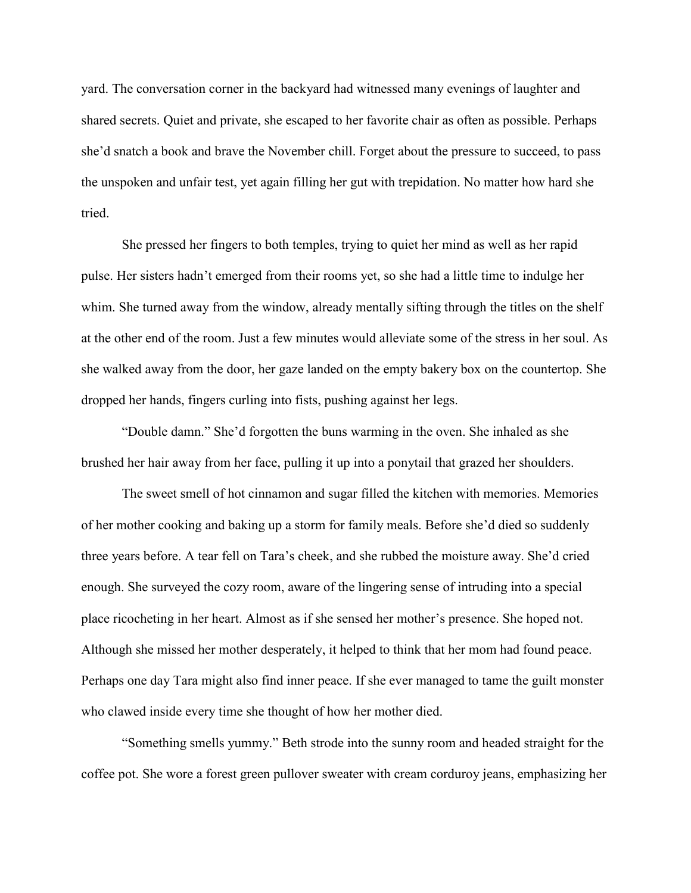yard. The conversation corner in the backyard had witnessed many evenings of laughter and shared secrets. Quiet and private, she escaped to her favorite chair as often as possible. Perhaps she'd snatch a book and brave the November chill. Forget about the pressure to succeed, to pass the unspoken and unfair test, yet again filling her gut with trepidation. No matter how hard she tried.

She pressed her fingers to both temples, trying to quiet her mind as well as her rapid pulse. Her sisters hadn't emerged from their rooms yet, so she had a little time to indulge her whim. She turned away from the window, already mentally sifting through the titles on the shelf at the other end of the room. Just a few minutes would alleviate some of the stress in her soul. As she walked away from the door, her gaze landed on the empty bakery box on the countertop. She dropped her hands, fingers curling into fists, pushing against her legs.

"Double damn." She'd forgotten the buns warming in the oven. She inhaled as she brushed her hair away from her face, pulling it up into a ponytail that grazed her shoulders.

The sweet smell of hot cinnamon and sugar filled the kitchen with memories. Memories of her mother cooking and baking up a storm for family meals. Before she'd died so suddenly three years before. A tear fell on Tara's cheek, and she rubbed the moisture away. She'd cried enough. She surveyed the cozy room, aware of the lingering sense of intruding into a special place ricocheting in her heart. Almost as if she sensed her mother's presence. She hoped not. Although she missed her mother desperately, it helped to think that her mom had found peace. Perhaps one day Tara might also find inner peace. If she ever managed to tame the guilt monster who clawed inside every time she thought of how her mother died.

"Something smells yummy." Beth strode into the sunny room and headed straight for the coffee pot. She wore a forest green pullover sweater with cream corduroy jeans, emphasizing her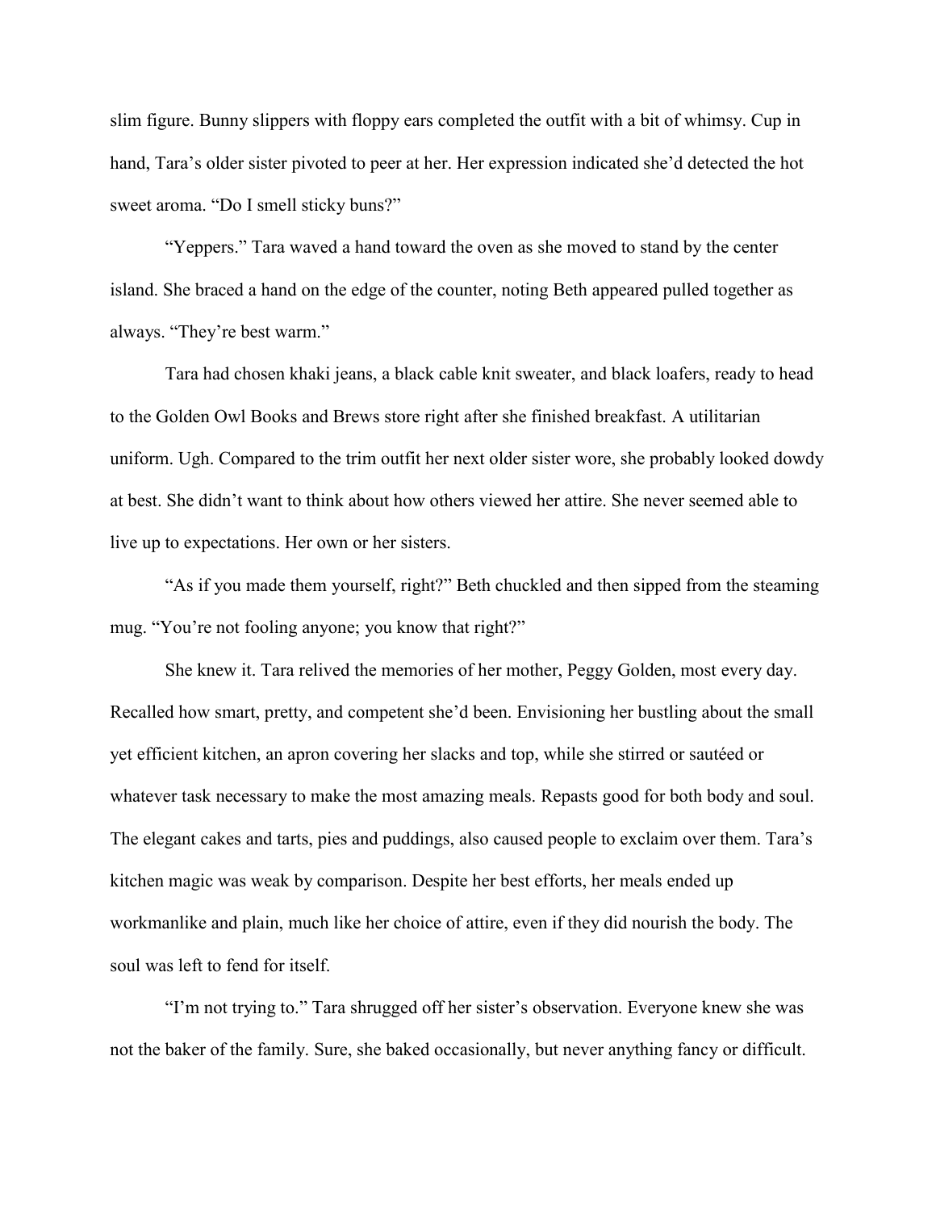slim figure. Bunny slippers with floppy ears completed the outfit with a bit of whimsy. Cup in hand, Tara's older sister pivoted to peer at her. Her expression indicated she'd detected the hot sweet aroma. "Do I smell sticky buns?"

"Yeppers." Tara waved a hand toward the oven as she moved to stand by the center island. She braced a hand on the edge of the counter, noting Beth appeared pulled together as always. "They're best warm."

Tara had chosen khaki jeans, a black cable knit sweater, and black loafers, ready to head to the Golden Owl Books and Brews store right after she finished breakfast. A utilitarian uniform. Ugh. Compared to the trim outfit her next older sister wore, she probably looked dowdy at best. She didn't want to think about how others viewed her attire. She never seemed able to live up to expectations. Her own or her sisters.

"As if you made them yourself, right?" Beth chuckled and then sipped from the steaming mug. "You're not fooling anyone; you know that right?"

She knew it. Tara relived the memories of her mother, Peggy Golden, most every day. Recalled how smart, pretty, and competent she'd been. Envisioning her bustling about the small yet efficient kitchen, an apron covering her slacks and top, while she stirred or sautéed or whatever task necessary to make the most amazing meals. Repasts good for both body and soul. The elegant cakes and tarts, pies and puddings, also caused people to exclaim over them. Tara's kitchen magic was weak by comparison. Despite her best efforts, her meals ended up workmanlike and plain, much like her choice of attire, even if they did nourish the body. The soul was left to fend for itself.

"I'm not trying to." Tara shrugged off her sister's observation. Everyone knew she was not the baker of the family. Sure, she baked occasionally, but never anything fancy or difficult.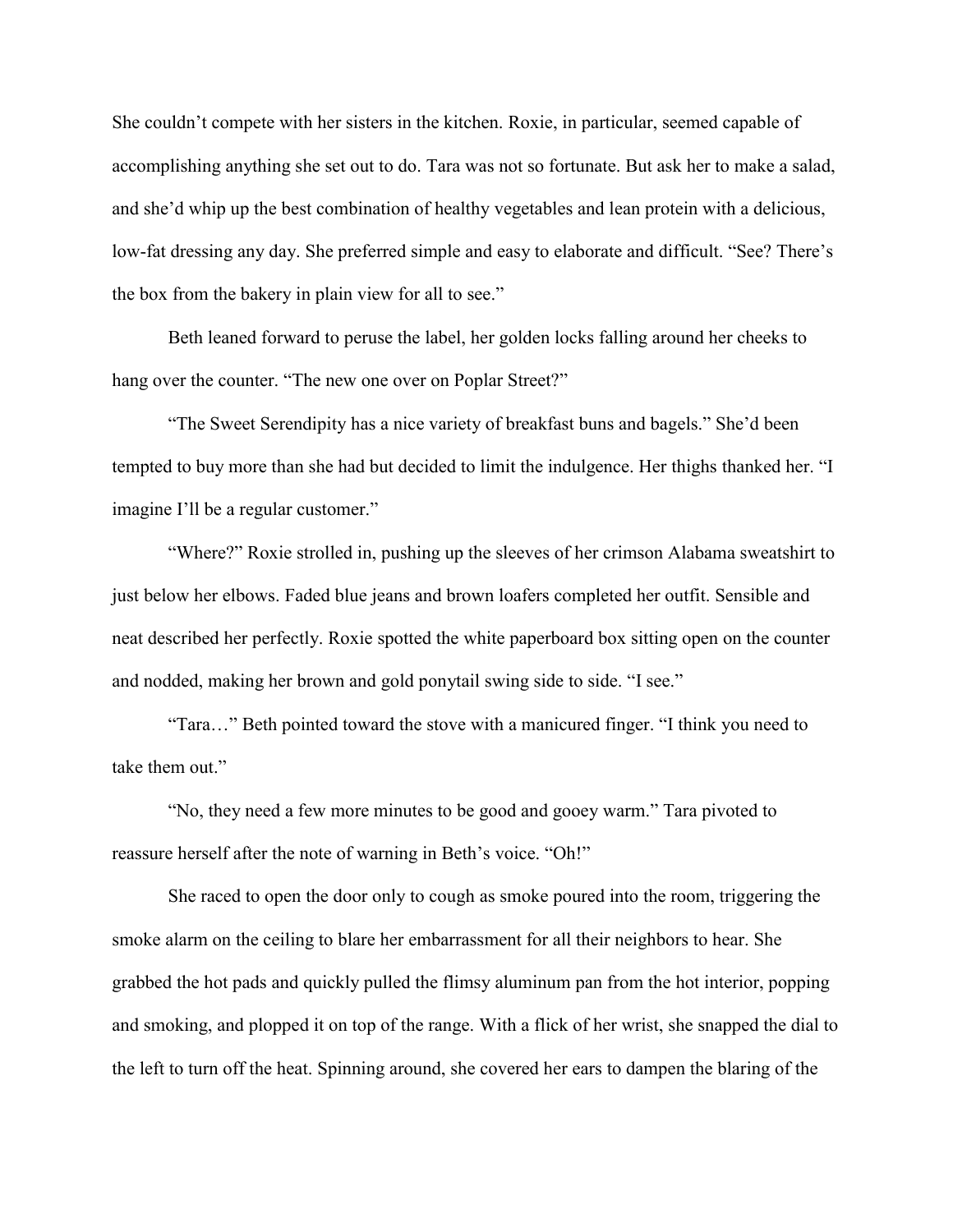She couldn't compete with her sisters in the kitchen. Roxie, in particular, seemed capable of accomplishing anything she set out to do. Tara was not so fortunate. But ask her to make a salad, and she'd whip up the best combination of healthy vegetables and lean protein with a delicious, low-fat dressing any day. She preferred simple and easy to elaborate and difficult. "See? There's the box from the bakery in plain view for all to see."

Beth leaned forward to peruse the label, her golden locks falling around her cheeks to hang over the counter. "The new one over on Poplar Street?"

"The Sweet Serendipity has a nice variety of breakfast buns and bagels." She'd been tempted to buy more than she had but decided to limit the indulgence. Her thighs thanked her. "I imagine I'll be a regular customer."

"Where?" Roxie strolled in, pushing up the sleeves of her crimson Alabama sweatshirt to just below her elbows. Faded blue jeans and brown loafers completed her outfit. Sensible and neat described her perfectly. Roxie spotted the white paperboard box sitting open on the counter and nodded, making her brown and gold ponytail swing side to side. "I see."

"Tara…" Beth pointed toward the stove with a manicured finger. "I think you need to take them out."

"No, they need a few more minutes to be good and gooey warm." Tara pivoted to reassure herself after the note of warning in Beth's voice. "Oh!"

She raced to open the door only to cough as smoke poured into the room, triggering the smoke alarm on the ceiling to blare her embarrassment for all their neighbors to hear. She grabbed the hot pads and quickly pulled the flimsy aluminum pan from the hot interior, popping and smoking, and plopped it on top of the range. With a flick of her wrist, she snapped the dial to the left to turn off the heat. Spinning around, she covered her ears to dampen the blaring of the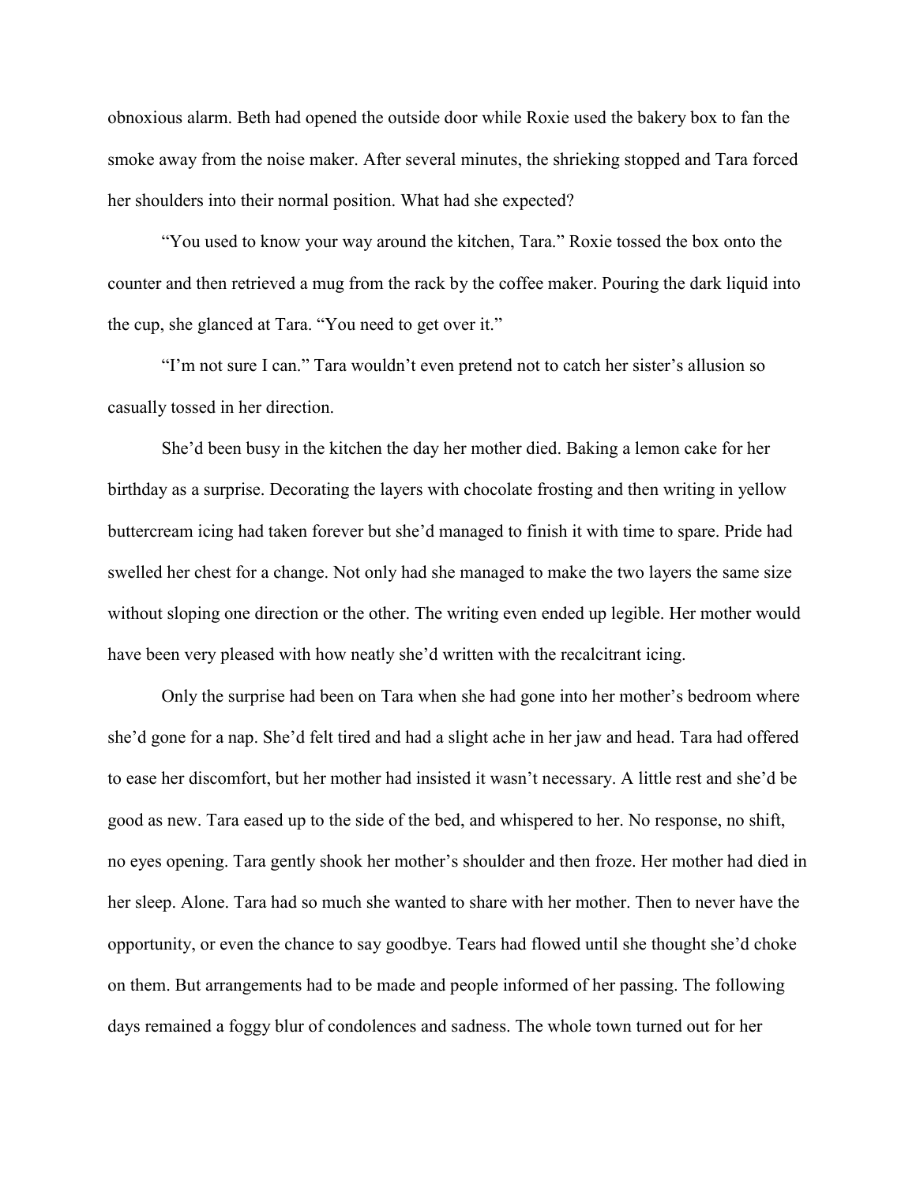obnoxious alarm. Beth had opened the outside door while Roxie used the bakery box to fan the smoke away from the noise maker. After several minutes, the shrieking stopped and Tara forced her shoulders into their normal position. What had she expected?

"You used to know your way around the kitchen, Tara." Roxie tossed the box onto the counter and then retrieved a mug from the rack by the coffee maker. Pouring the dark liquid into the cup, she glanced at Tara. "You need to get over it."

"I'm not sure I can." Tara wouldn't even pretend not to catch her sister's allusion so casually tossed in her direction.

She'd been busy in the kitchen the day her mother died. Baking a lemon cake for her birthday as a surprise. Decorating the layers with chocolate frosting and then writing in yellow buttercream icing had taken forever but she'd managed to finish it with time to spare. Pride had swelled her chest for a change. Not only had she managed to make the two layers the same size without sloping one direction or the other. The writing even ended up legible. Her mother would have been very pleased with how neatly she'd written with the recalcitrant icing.

Only the surprise had been on Tara when she had gone into her mother's bedroom where she'd gone for a nap. She'd felt tired and had a slight ache in her jaw and head. Tara had offered to ease her discomfort, but her mother had insisted it wasn't necessary. A little rest and she'd be good as new. Tara eased up to the side of the bed, and whispered to her. No response, no shift, no eyes opening. Tara gently shook her mother's shoulder and then froze. Her mother had died in her sleep. Alone. Tara had so much she wanted to share with her mother. Then to never have the opportunity, or even the chance to say goodbye. Tears had flowed until she thought she'd choke on them. But arrangements had to be made and people informed of her passing. The following days remained a foggy blur of condolences and sadness. The whole town turned out for her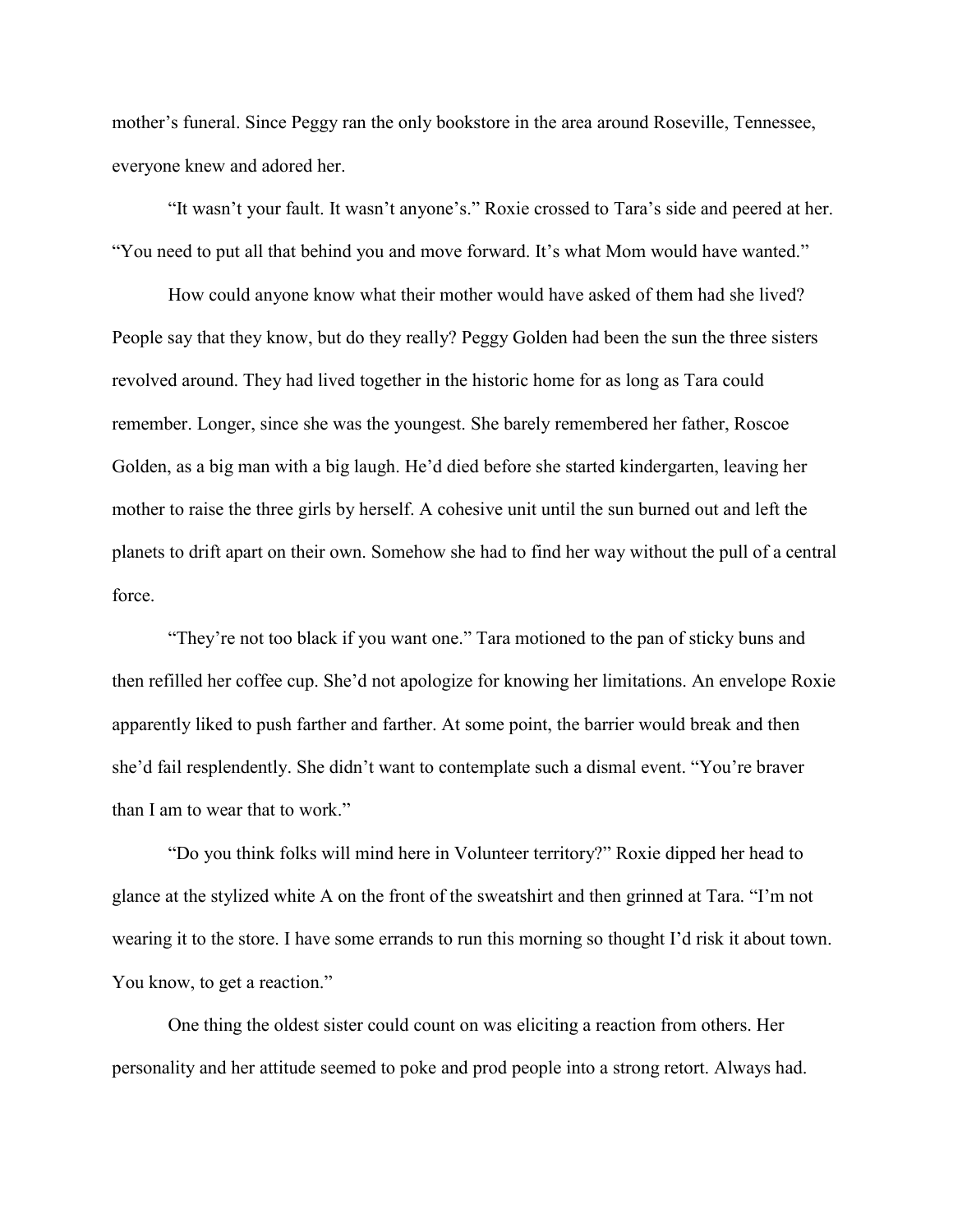mother's funeral. Since Peggy ran the only bookstore in the area around Roseville, Tennessee, everyone knew and adored her.

"It wasn't your fault. It wasn't anyone's." Roxie crossed to Tara's side and peered at her. "You need to put all that behind you and move forward. It's what Mom would have wanted."

How could anyone know what their mother would have asked of them had she lived? People say that they know, but do they really? Peggy Golden had been the sun the three sisters revolved around. They had lived together in the historic home for as long as Tara could remember. Longer, since she was the youngest. She barely remembered her father, Roscoe Golden, as a big man with a big laugh. He'd died before she started kindergarten, leaving her mother to raise the three girls by herself. A cohesive unit until the sun burned out and left the planets to drift apart on their own. Somehow she had to find her way without the pull of a central force.

"They're not too black if you want one." Tara motioned to the pan of sticky buns and then refilled her coffee cup. She'd not apologize for knowing her limitations. An envelope Roxie apparently liked to push farther and farther. At some point, the barrier would break and then she'd fail resplendently. She didn't want to contemplate such a dismal event. "You're braver than I am to wear that to work."

"Do you think folks will mind here in Volunteer territory?" Roxie dipped her head to glance at the stylized white A on the front of the sweatshirt and then grinned at Tara. "I'm not wearing it to the store. I have some errands to run this morning so thought I'd risk it about town. You know, to get a reaction."

One thing the oldest sister could count on was eliciting a reaction from others. Her personality and her attitude seemed to poke and prod people into a strong retort. Always had.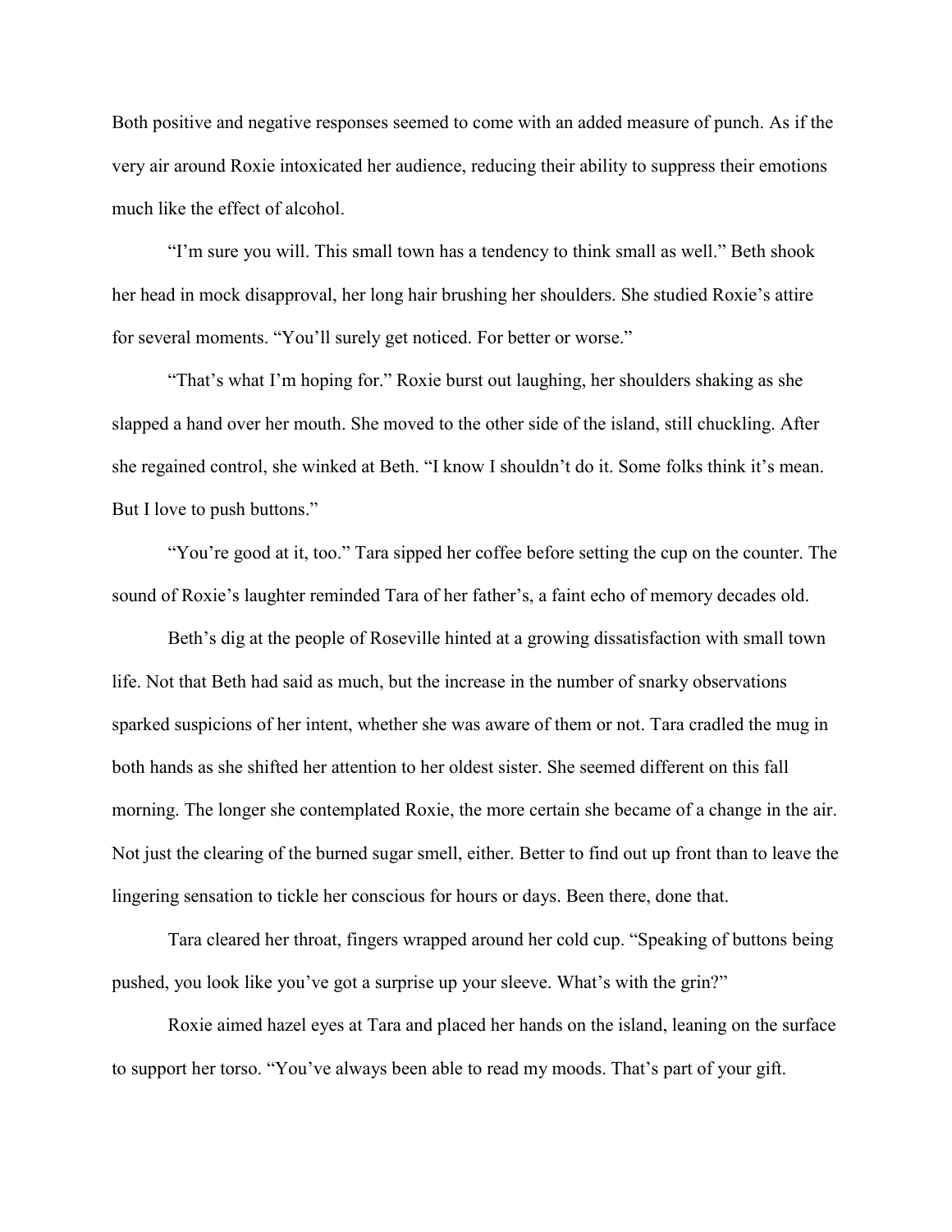Both positive and negative responses seemed to come with an added measure of punch. As if the very air around Roxie intoxicated her audience, reducing their ability to suppress their emotions much like the effect of alcohol.

"I'm sure you will. This small town has a tendency to think small as well." Beth shook her head in mock disapproval, her long hair brushing her shoulders. She studied Roxie's attire for several moments. "You'll surely get noticed. For better or worse."

"That's what I'm hoping for." Roxie burst out laughing, her shoulders shaking as she slapped a hand over her mouth. She moved to the other side of the island, still chuckling. After she regained control, she winked at Beth. "I know I shouldn't do it. Some folks think it's mean. But I love to push buttons."

"You're good at it, too." Tara sipped her coffee before setting the cup on the counter. The sound of Roxie's laughter reminded Tara of her father's, a faint echo of memory decades old.

Beth's dig at the people of Roseville hinted at a growing dissatisfaction with small town life. Not that Beth had said as much, but the increase in the number of snarky observations sparked suspicions of her intent, whether she was aware of them or not. Tara cradled the mug in both hands as she shifted her attention to her oldest sister. She seemed different on this fall morning. The longer she contemplated Roxie, the more certain she became of a change in the air. Not just the clearing of the burned sugar smell, either. Better to find out up front than to leave the lingering sensation to tickle her conscious for hours or days. Been there, done that.

Tara cleared her throat, fingers wrapped around her cold cup. "Speaking of buttons being pushed, you look like you've got a surprise up your sleeve. What's with the grin?"

Roxie aimed hazel eyes at Tara and placed her hands on the island, leaning on the surface to support her torso. "You've always been able to read my moods. That's part of your gift.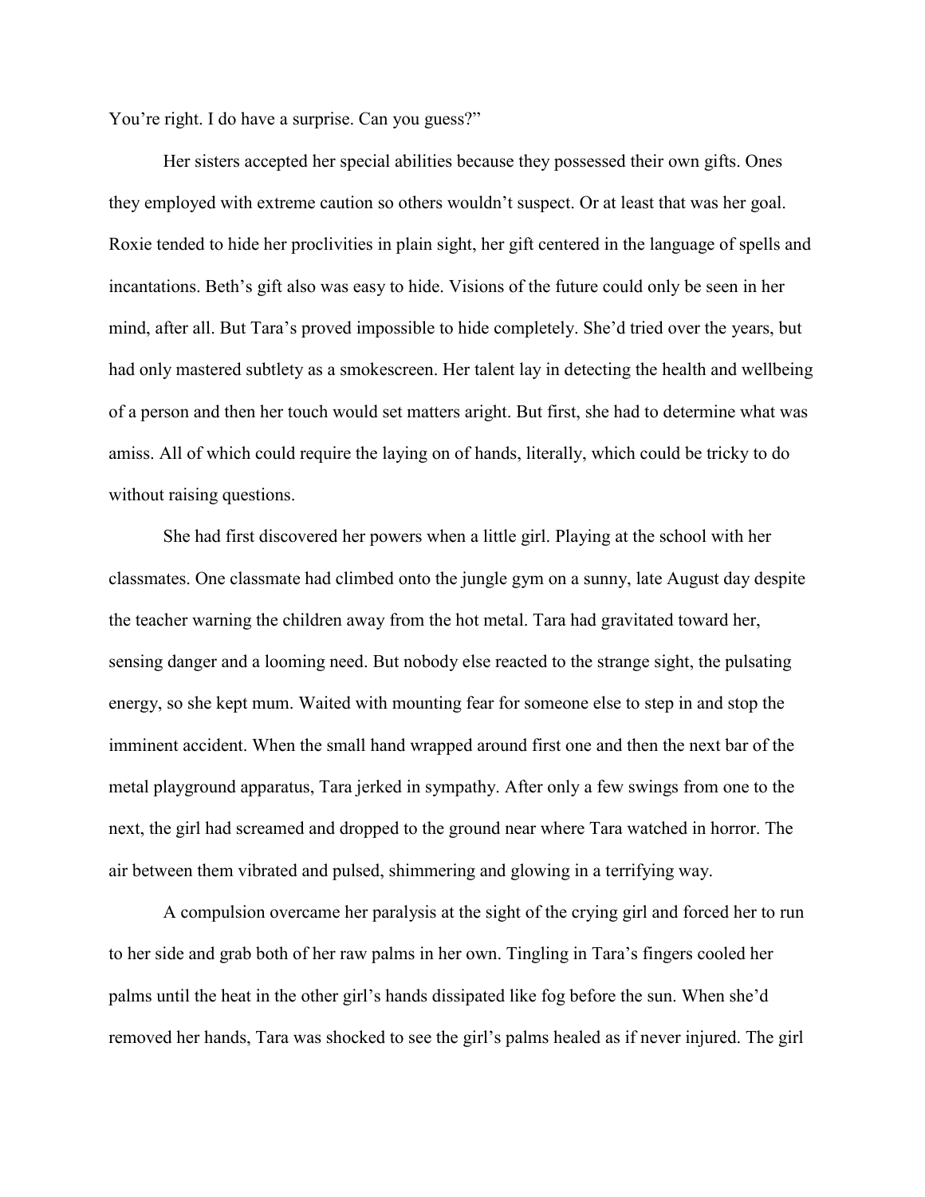You're right. I do have a surprise. Can you guess?"

Her sisters accepted her special abilities because they possessed their own gifts. Ones they employed with extreme caution so others wouldn't suspect. Or at least that was her goal. Roxie tended to hide her proclivities in plain sight, her gift centered in the language of spells and incantations. Beth's gift also was easy to hide. Visions of the future could only be seen in her mind, after all. But Tara's proved impossible to hide completely. She'd tried over the years, but had only mastered subtlety as a smokescreen. Her talent lay in detecting the health and wellbeing of a person and then her touch would set matters aright. But first, she had to determine what was amiss. All of which could require the laying on of hands, literally, which could be tricky to do without raising questions.

She had first discovered her powers when a little girl. Playing at the school with her classmates. One classmate had climbed onto the jungle gym on a sunny, late August day despite the teacher warning the children away from the hot metal. Tara had gravitated toward her, sensing danger and a looming need. But nobody else reacted to the strange sight, the pulsating energy, so she kept mum. Waited with mounting fear for someone else to step in and stop the imminent accident. When the small hand wrapped around first one and then the next bar of the metal playground apparatus, Tara jerked in sympathy. After only a few swings from one to the next, the girl had screamed and dropped to the ground near where Tara watched in horror. The air between them vibrated and pulsed, shimmering and glowing in a terrifying way.

A compulsion overcame her paralysis at the sight of the crying girl and forced her to run to her side and grab both of her raw palms in her own. Tingling in Tara's fingers cooled her palms until the heat in the other girl's hands dissipated like fog before the sun. When she'd removed her hands, Tara was shocked to see the girl's palms healed as if never injured. The girl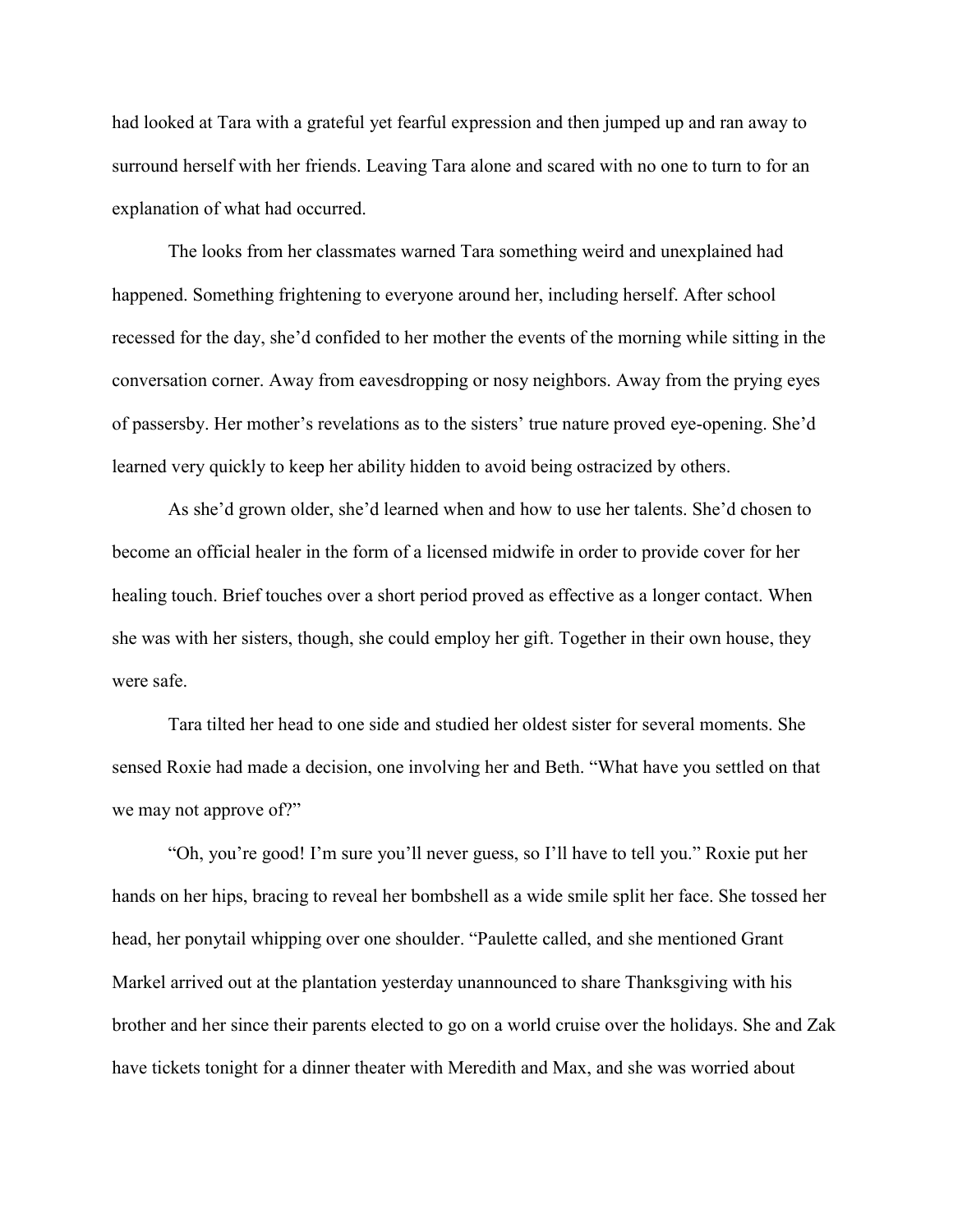had looked at Tara with a grateful yet fearful expression and then jumped up and ran away to surround herself with her friends. Leaving Tara alone and scared with no one to turn to for an explanation of what had occurred.

The looks from her classmates warned Tara something weird and unexplained had happened. Something frightening to everyone around her, including herself. After school recessed for the day, she'd confided to her mother the events of the morning while sitting in the conversation corner. Away from eavesdropping or nosy neighbors. Away from the prying eyes of passersby. Her mother's revelations as to the sisters' true nature proved eye-opening. She'd learned very quickly to keep her ability hidden to avoid being ostracized by others.

As she'd grown older, she'd learned when and how to use her talents. She'd chosen to become an official healer in the form of a licensed midwife in order to provide cover for her healing touch. Brief touches over a short period proved as effective as a longer contact. When she was with her sisters, though, she could employ her gift. Together in their own house, they were safe.

Tara tilted her head to one side and studied her oldest sister for several moments. She sensed Roxie had made a decision, one involving her and Beth. "What have you settled on that we may not approve of?"

"Oh, you're good! I'm sure you'll never guess, so I'll have to tell you." Roxie put her hands on her hips, bracing to reveal her bombshell as a wide smile split her face. She tossed her head, her ponytail whipping over one shoulder. "Paulette called, and she mentioned Grant Markel arrived out at the plantation yesterday unannounced to share Thanksgiving with his brother and her since their parents elected to go on a world cruise over the holidays. She and Zak have tickets tonight for a dinner theater with Meredith and Max, and she was worried about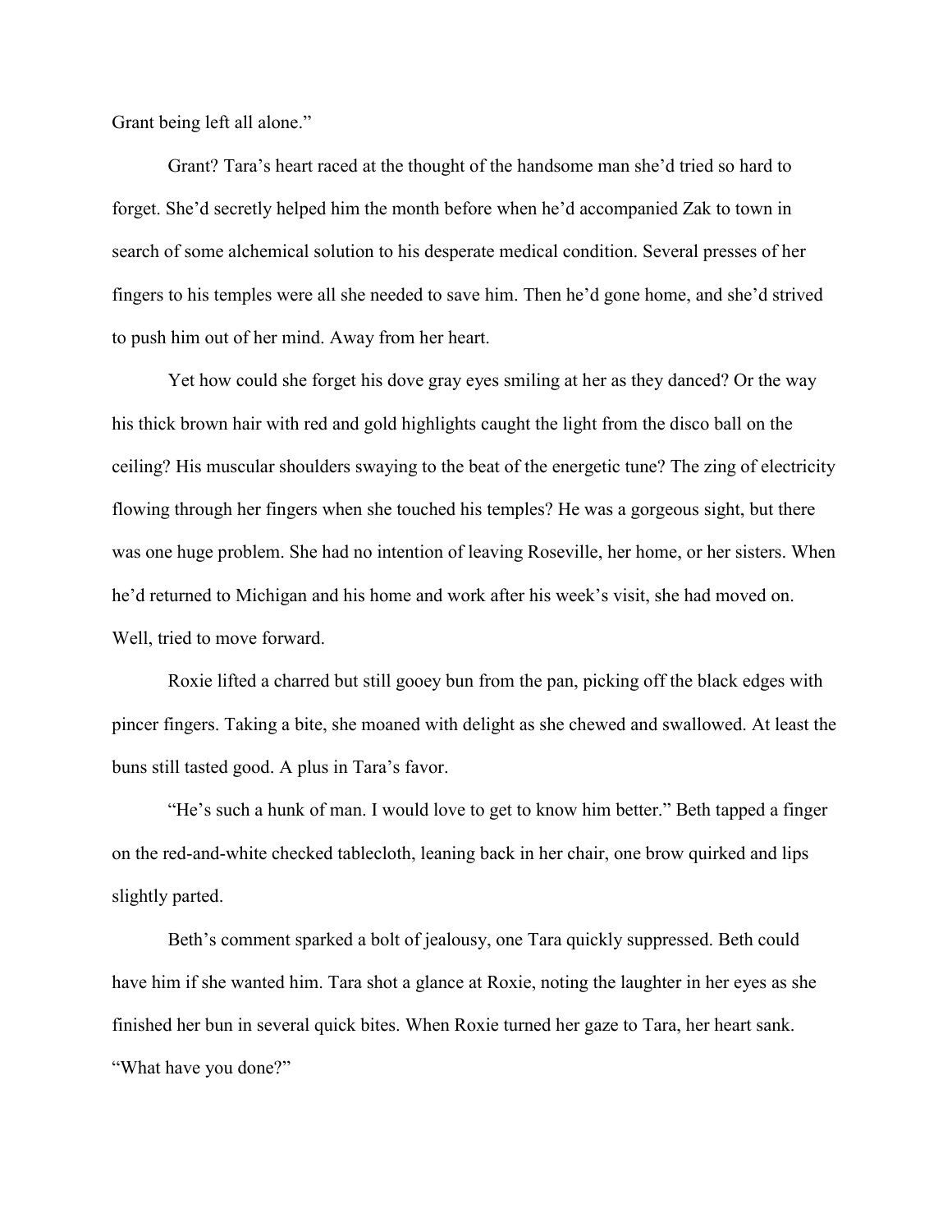Grant being left all alone."

Grant? Tara's heart raced at the thought of the handsome man she'd tried so hard to forget. She'd secretly helped him the month before when he'd accompanied Zak to town in search of some alchemical solution to his desperate medical condition. Several presses of her fingers to his temples were all she needed to save him. Then he'd gone home, and she'd strived to push him out of her mind. Away from her heart.

Yet how could she forget his dove gray eyes smiling at her as they danced? Or the way his thick brown hair with red and gold highlights caught the light from the disco ball on the ceiling? His muscular shoulders swaying to the beat of the energetic tune? The zing of electricity flowing through her fingers when she touched his temples? He was a gorgeous sight, but there was one huge problem. She had no intention of leaving Roseville, her home, or her sisters. When he'd returned to Michigan and his home and work after his week's visit, she had moved on. Well, tried to move forward.

Roxie lifted a charred but still gooey bun from the pan, picking off the black edges with pincer fingers. Taking a bite, she moaned with delight as she chewed and swallowed. At least the buns still tasted good. A plus in Tara's favor.

"He's such a hunk of man. I would love to get to know him better." Beth tapped a finger on the red-and-white checked tablecloth, leaning back in her chair, one brow quirked and lips slightly parted.

Beth's comment sparked a bolt of jealousy, one Tara quickly suppressed. Beth could have him if she wanted him. Tara shot a glance at Roxie, noting the laughter in her eyes as she finished her bun in several quick bites. When Roxie turned her gaze to Tara, her heart sank. "What have you done?"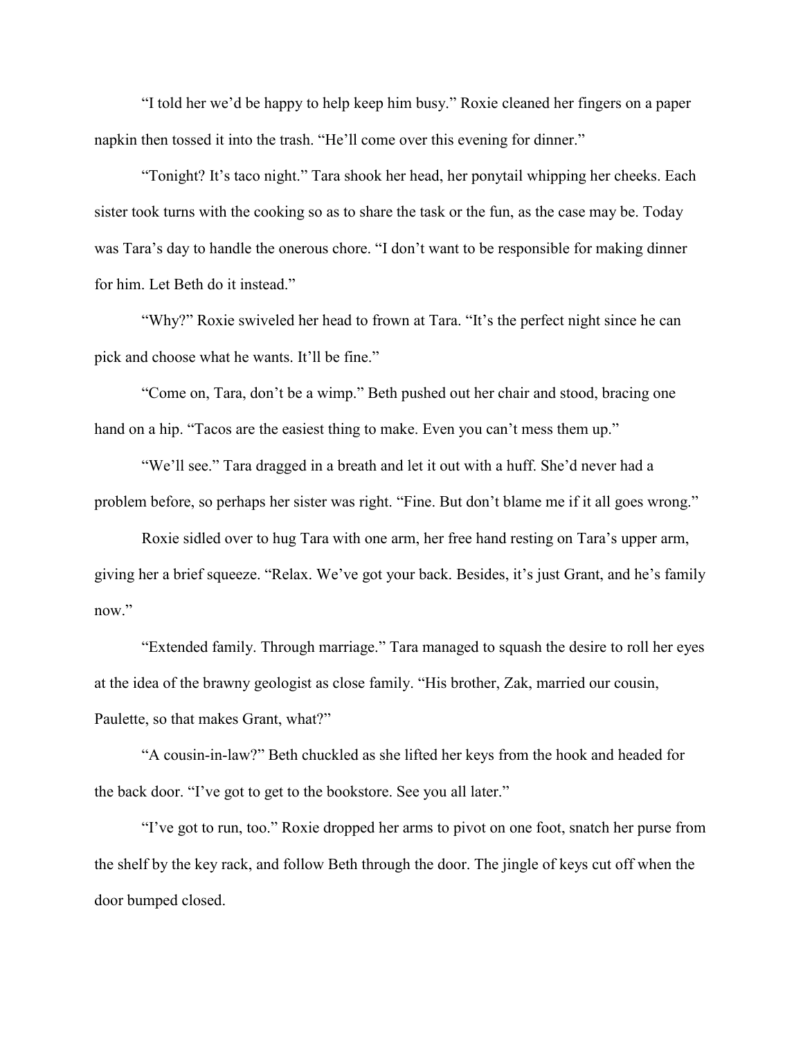"I told her we'd be happy to help keep him busy." Roxie cleaned her fingers on a paper napkin then tossed it into the trash. "He'll come over this evening for dinner."

"Tonight? It's taco night." Tara shook her head, her ponytail whipping her cheeks. Each sister took turns with the cooking so as to share the task or the fun, as the case may be. Today was Tara's day to handle the onerous chore. "I don't want to be responsible for making dinner for him. Let Beth do it instead."

"Why?" Roxie swiveled her head to frown at Tara. "It's the perfect night since he can pick and choose what he wants. It'll be fine."

"Come on, Tara, don't be a wimp." Beth pushed out her chair and stood, bracing one hand on a hip. "Tacos are the easiest thing to make. Even you can't mess them up."

"We'll see." Tara dragged in a breath and let it out with a huff. She'd never had a problem before, so perhaps her sister was right. "Fine. But don't blame me if it all goes wrong."

Roxie sidled over to hug Tara with one arm, her free hand resting on Tara's upper arm, giving her a brief squeeze. "Relax. We've got your back. Besides, it's just Grant, and he's family now."

"Extended family. Through marriage." Tara managed to squash the desire to roll her eyes at the idea of the brawny geologist as close family. "His brother, Zak, married our cousin, Paulette, so that makes Grant, what?"

"A cousin-in-law?" Beth chuckled as she lifted her keys from the hook and headed for the back door. "I've got to get to the bookstore. See you all later."

"I've got to run, too." Roxie dropped her arms to pivot on one foot, snatch her purse from the shelf by the key rack, and follow Beth through the door. The jingle of keys cut off when the door bumped closed.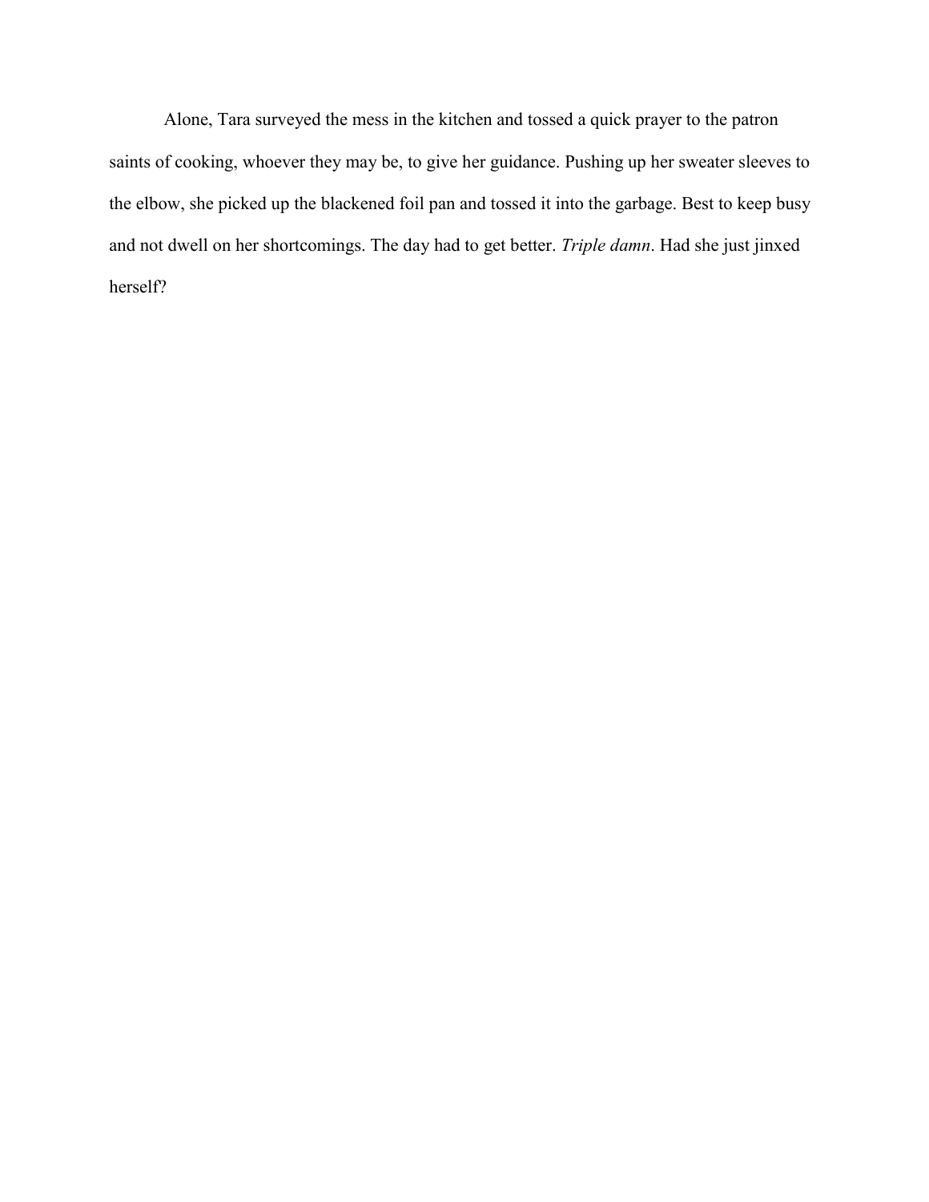Alone, Tara surveyed the mess in the kitchen and tossed a quick prayer to the patron saints of cooking, whoever they may be, to give her guidance. Pushing up her sweater sleeves to the elbow, she picked up the blackened foil pan and tossed it into the garbage. Best to keep busy and not dwell on her shortcomings. The day had to get better. *Triple damn*. Had she just jinxed herself?